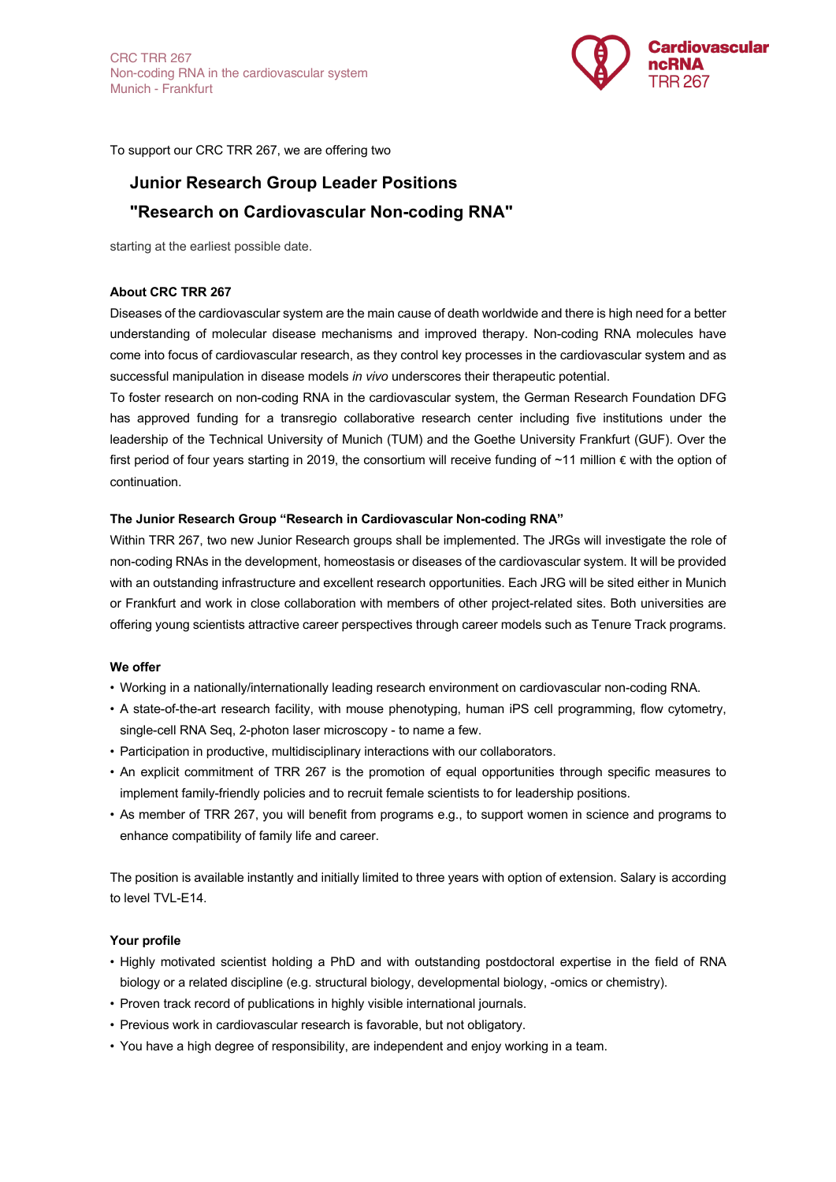CRC TRR 267
Non-coding RNA in the cardiovascular system
Munich - Frankfurt

**Cardiovascular ncRNA** TRR 267

To support our CRC TRR 267, we are offering two

## Junior Research Group Leader Positions
## "Research on Cardiovascular Non-coding RNA"

starting at the earliest possible date.

### About CRC TRR 267

Diseases of the cardiovascular system are the main cause of death worldwide and there is high need for a better understanding of molecular disease mechanisms and improved therapy. Non-coding RNA molecules have come into focus of cardiovascular research, as they control key processes in the cardiovascular system and as successful manipulation in disease models *in vivo* underscores their therapeutic potential.

To foster research on non-coding RNA in the cardiovascular system, the German Research Foundation DFG has approved funding for a transregio collaborative research center including five institutions under the leadership of the Technical University of Munich (TUM) and the Goethe University Frankfurt (GUF). Over the first period of four years starting in 2019, the consortium will receive funding of ~11 million € with the option of continuation.

### The Junior Research Group "Research in Cardiovascular Non-coding RNA"

Within TRR 267, two new Junior Research groups shall be implemented. The JRGs will investigate the role of non-coding RNAs in the development, homeostasis or diseases of the cardiovascular system. It will be provided with an outstanding infrastructure and excellent research opportunities. Each JRG will be sited either in Munich or Frankfurt and work in close collaboration with members of other project-related sites. Both universities are offering young scientists attractive career perspectives through career models such as Tenure Track programs.

### We offer

- Working in a nationally/internationally leading research environment on cardiovascular non-coding RNA.
- A state-of-the-art research facility, with mouse phenotyping, human iPS cell programming, flow cytometry, single-cell RNA Seq, 2-photon laser microscopy - to name a few.
- Participation in productive, multidisciplinary interactions with our collaborators.
- An explicit commitment of TRR 267 is the promotion of equal opportunities through specific measures to implement family-friendly policies and to recruit female scientists to for leadership positions.
- As member of TRR 267, you will benefit from programs e.g., to support women in science and programs to enhance compatibility of family life and career.

The position is available instantly and initially limited to three years with option of extension. Salary is according to level TVL-E14.

### Your profile

- Highly motivated scientist holding a PhD and with outstanding postdoctoral expertise in the field of RNA biology or a related discipline (e.g. structural biology, developmental biology, -omics or chemistry).
- Proven track record of publications in highly visible international journals.
- Previous work in cardiovascular research is favorable, but not obligatory.
- You have a high degree of responsibility, are independent and enjoy working in a team.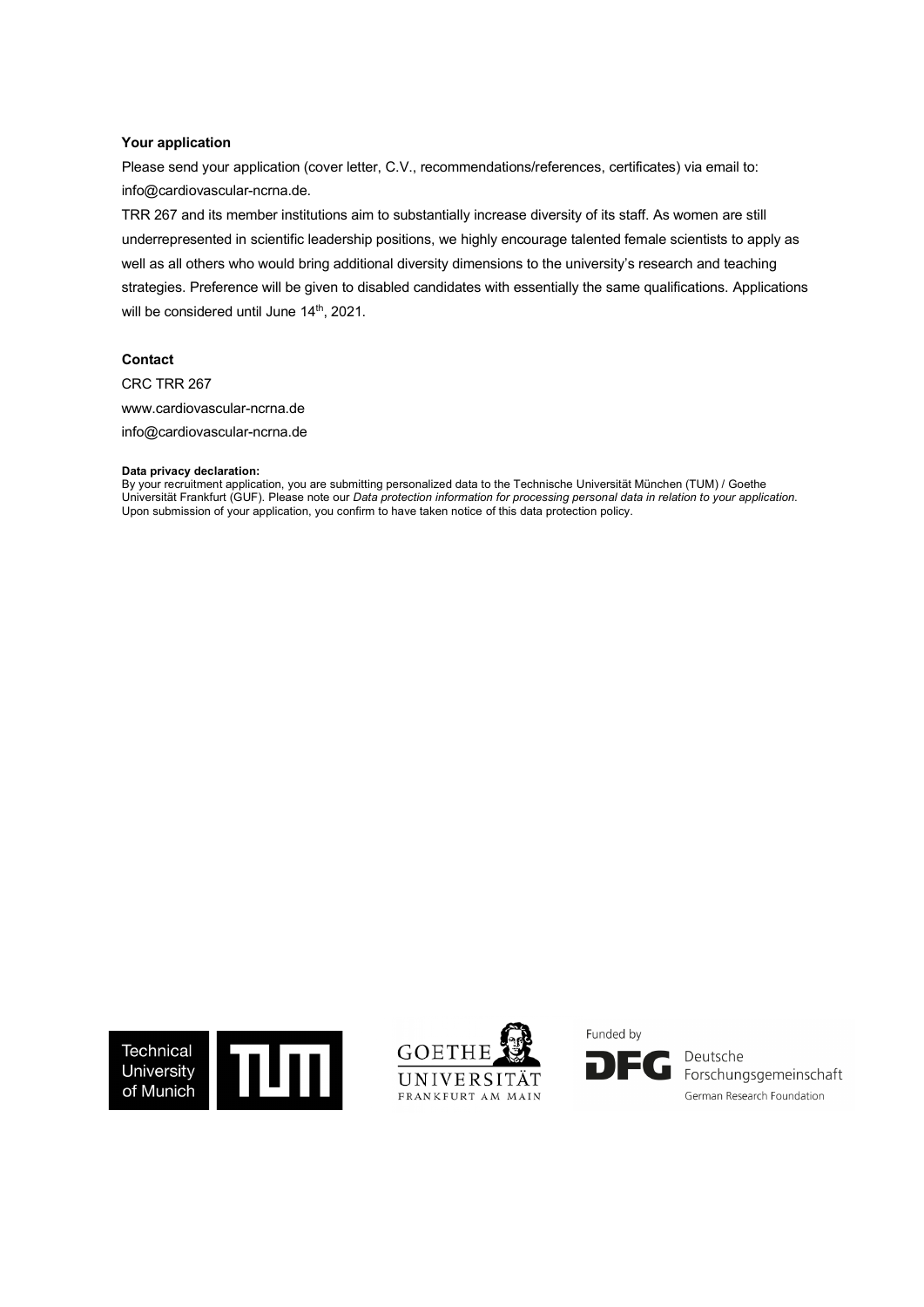**Your application**

Please send your application (cover letter, C.V., recommendations/references, certificates) via email to: info@cardiovascular-ncrna.de.

TRR 267 and its member institutions aim to substantially increase diversity of its staff. As women are still underrepresented in scientific leadership positions, we highly encourage talented female scientists to apply as well as all others who would bring additional diversity dimensions to the university's research and teaching strategies. Preference will be given to disabled candidates with essentially the same qualifications. Applications will be considered until June 14th, 2021.

**Contact**

CRC TRR 267

www.cardiovascular-ncrna.de

info@cardiovascular-ncrna.de

**Data privacy declaration:**
By your recruitment application, you are submitting personalized data to the Technische Universität München (TUM) / Goethe Universität Frankfurt (GUF). Please note our *Data protection information for processing personal data in relation to your application*. Upon submission of your application, you confirm to have taken notice of this data protection policy.

Technical University of Munich

GOETHE UNIVERSITÄT FRANKFURT AM MAIN

Funded by DFG Deutsche Forschungsgemeinschaft German Research Foundation